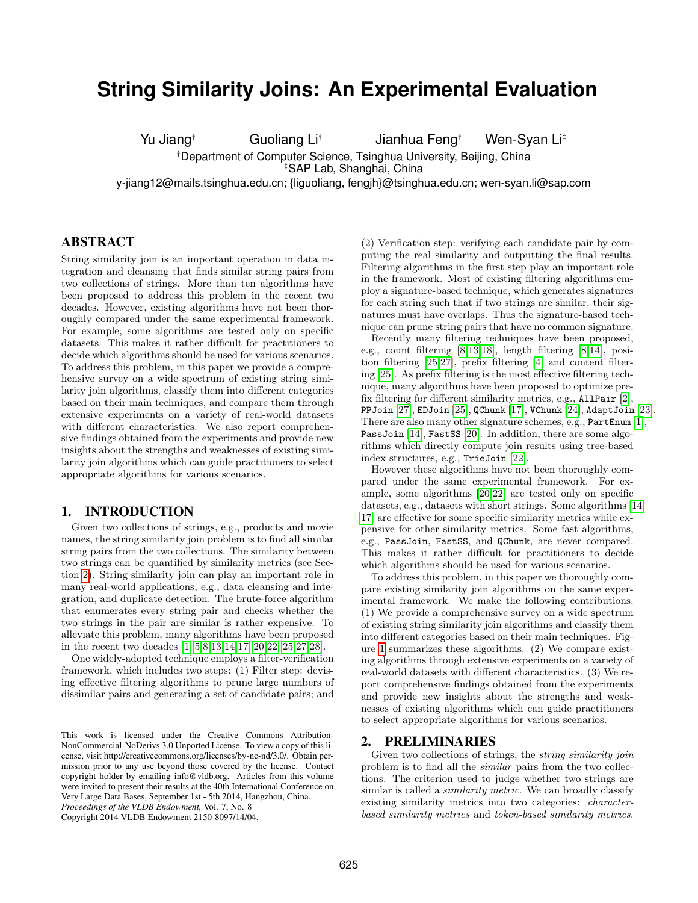# String Similarity Joins: An Experimental Evaluation

Yu Jiang† Guoliang Li† Jianhua Feng† Wen-Syan Li‡

†Department of Computer Science, Tsinghua University, Beijing, China
‡SAP Lab, Shanghai, China

y-jiang12@mails.tsinghua.edu.cn; {liguoliang, fengjh}@tsinghua.edu.cn; wen-syan.li@sap.com

## ABSTRACT

String similarity join is an important operation in data integration and cleansing that finds similar string pairs from two collections of strings. More than ten algorithms have been proposed to address this problem in the recent two decades. However, existing algorithms have not been thoroughly compared under the same experimental framework. For example, some algorithms are tested only on specific datasets. This makes it rather difficult for practitioners to decide which algorithms should be used for various scenarios. To address this problem, in this paper we provide a comprehensive survey on a wide spectrum of existing string similarity join algorithms, classify them into different categories based on their main techniques, and compare them through extensive experiments on a variety of real-world datasets with different characteristics. We also report comprehensive findings obtained from the experiments and provide new insights about the strengths and weaknesses of existing similarity join algorithms which can guide practitioners to select appropriate algorithms for various scenarios.

## 1. INTRODUCTION

Given two collections of strings, e.g., products and movie names, the string similarity join problem is to find all similar string pairs from the two collections. The similarity between two strings can be quantified by similarity metrics (see Section 2). String similarity join can play an important role in many real-world applications, e.g., data cleansing and integration, and duplicate detection. The brute-force algorithm that enumerates every string pair and checks whether the two strings in the pair are similar is rather expensive. To alleviate this problem, many algorithms have been proposed in the recent two decades [1–5,8,13,14,17–20,22–25,27,28].

One widely-adopted technique employs a filter-verification framework, which includes two steps: (1) Filter step: devising effective filtering algorithms to prune large numbers of dissimilar pairs and generating a set of candidate pairs; and (2) Verification step: verifying each candidate pair by computing the real similarity and outputting the final results. Filtering algorithms in the first step play an important role in the framework. Most of existing filtering algorithms employ a signature-based technique, which generates signatures for each string such that if two strings are similar, their signatures must have overlaps. Thus the signature-based technique can prune string pairs that have no common signature.

Recently many filtering techniques have been proposed, e.g., count filtering [8,13,18], length filtering [8,14], position filtering [25,27], prefix filtering [4] and content filtering [25]. As prefix filtering is the most effective filtering technique, many algorithms have been proposed to optimize prefix filtering for different similarity metrics, e.g., AllPair [2], PPJoin [27], EDJoin [25], QChunk [17], VChunk [24], AdaptJoin [23]. There are also many other signature schemes, e.g., PartEnum [1], PassJoin [14], FastSS [20]. In addition, there are some algorithms which directly compute join results using tree-based index structures, e.g., TrieJoin [22].

However these algorithms have not been thoroughly compared under the same experimental framework. For example, some algorithms [20,22] are tested only on specific datasets, e.g., datasets with short strings. Some algorithms [14, 17] are effective for some specific similarity metrics while expensive for other similarity metrics. Some fast algorithms, e.g., PassJoin, FastSS, and QChunk, are never compared. This makes it rather difficult for practitioners to decide which algorithms should be used for various scenarios.

To address this problem, in this paper we thoroughly compare existing similarity join algorithms on the same experimental framework. We make the following contributions. (1) We provide a comprehensive survey on a wide spectrum of existing string similarity join algorithms and classify them into different categories based on their main techniques. Figure 1 summarizes these algorithms. (2) We compare existing algorithms through extensive experiments on a variety of real-world datasets with different characteristics. (3) We report comprehensive findings obtained from the experiments and provide new insights about the strengths and weaknesses of existing algorithms which can guide practitioners to select appropriate algorithms for various scenarios.

## 2. PRELIMINARIES

Given two collections of strings, the *string similarity join* problem is to find all the *similar* pairs from the two collections. The criterion used to judge whether two strings are similar is called a *similarity metric*. We can broadly classify existing similarity metrics into two categories: *character-based similarity metrics* and *token-based similarity metrics*.

This work is licensed under the Creative Commons Attribution-NonCommercial-NoDerivs 3.0 Unported License. To view a copy of this license, visit http://creativecommons.org/licenses/by-nc-nd/3.0/. Obtain permission prior to any use beyond those covered by the license. Contact copyright holder by emailing info@vldb.org. Articles from this volume were invited to present their results at the 40th International Conference on Very Large Data Bases, September 1st - 5th 2014, Hangzhou, China.
*Proceedings of the VLDB Endowment,* Vol. 7, No. 8
Copyright 2014 VLDB Endowment 2150-8097/14/04.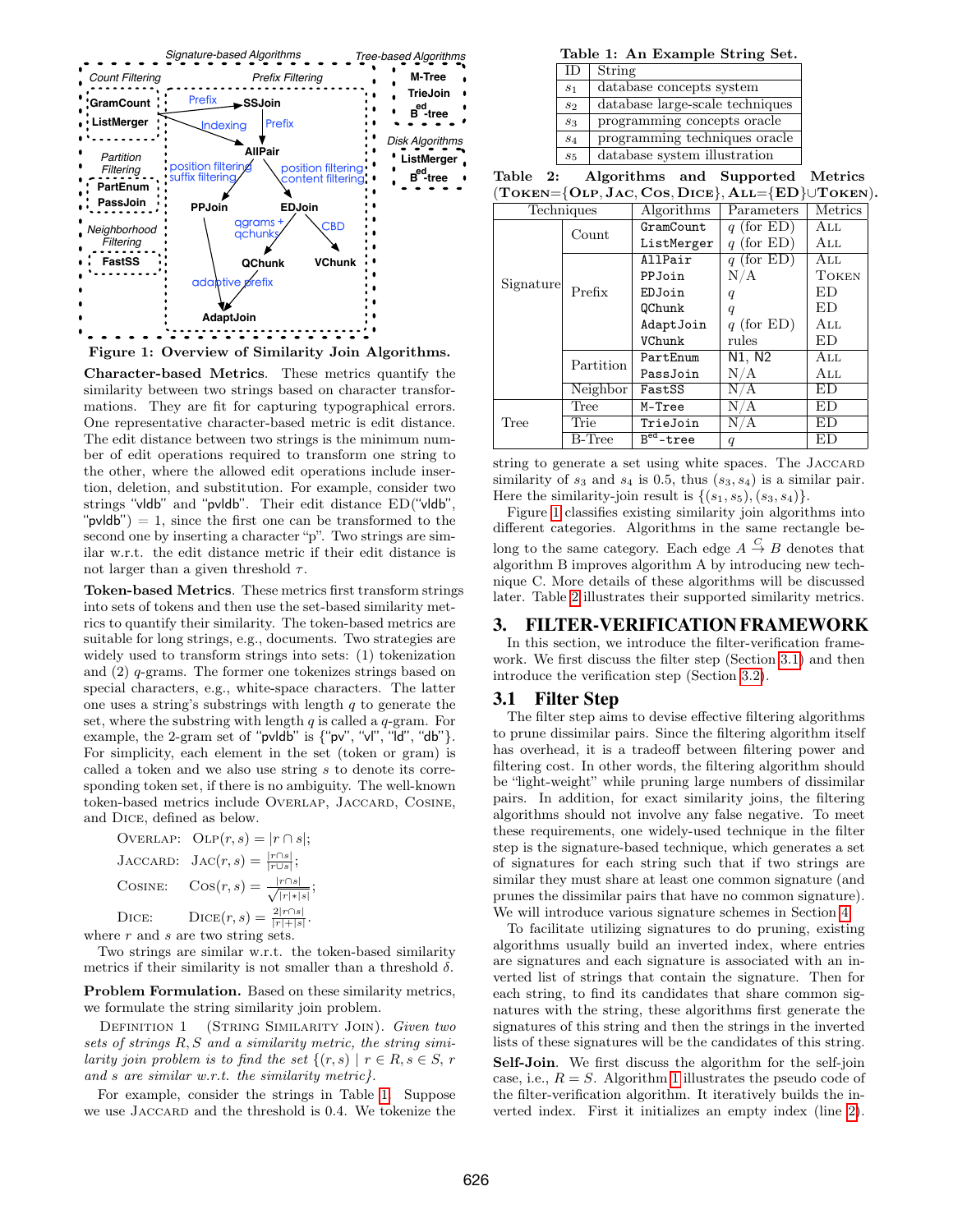Figure 1: Overview of Similarity Join Algorithms.

**Character-based Metrics**. These metrics quantify the similarity between two strings based on character transformations. They are fit for capturing typographical errors. One representative character-based metric is edit distance. The edit distance between two strings is the minimum number of edit operations required to transform one string to the other, where the allowed edit operations include insertion, deletion, and substitution. For example, consider two strings "vldb" and "pvldb". Their edit distance ED("vldb", "pvldb") = 1, since the first one can be transformed to the second one by inserting a character "p". Two strings are similar w.r.t. the edit distance metric if their edit distance is not larger than a given threshold $\tau$.

**Token-based Metrics**. These metrics first transform strings into sets of tokens and then use the set-based similarity metrics to quantify their similarity. The token-based metrics are suitable for long strings, e.g., documents. Two strategies are widely used to transform strings into sets: (1) tokenization and (2) $q$-grams. The former one tokenizes strings based on special characters, e.g., white-space characters. The latter one uses a string's substrings with length $q$ to generate the set, where the substring with length $q$ is called a $q$-gram. For example, the 2-gram set of "pvldb" is {"pv", "vl", "ld", "db"}. For simplicity, each element in the set (token or gram) is called a token and we also use string $s$ to denote its corresponding token set, if there is no ambiguity. The well-known token-based metrics include OVERLAP, JACCARD, COSINE, and DICE, defined as below.

OVERLAP: $\text{OLP}(r, s) = |r \cap s|$;

JACCARD: $\text{JAC}(r, s) = \frac{|r \cap s|}{|r \cup s|}$;

COSINE: $\text{COS}(r, s) = \frac{|r \cap s|}{\sqrt{|r| * |s|}}$;

DICE: $\text{DICE}(r, s) = \frac{2|r \cap s|}{|r| + |s|}$.

where $r$ and $s$ are two string sets.

Two strings are similar w.r.t. the token-based similarity metrics if their similarity is not smaller than a threshold $\delta$.

**Problem Formulation.** Based on these similarity metrics, we formulate the string similarity join problem.

DEFINITION 1 (STRING SIMILARITY JOIN). *Given two sets of strings $R, S$ and a similarity metric, the string similarity join problem is to find the set $\{(r, s) \mid r \in R, s \in S, r$ and $s$ are similar w.r.t. the similarity metric$\}$.*

For example, consider the strings in Table 1. Suppose we use JACCARD and the threshold is 0.4. We tokenize the

**Table 1: An Example String Set.**

| ID | String |
|---|---|
| $s_1$ | database concepts system |
| $s_2$ | database large-scale techniques |
| $s_3$ | programming concepts oracle |
| $s_4$ | programming techniques oracle |
| $s_5$ | database system illustration |

**Table 2: Algorithms and Supported Metrics (TOKEN={OLP, JAC, COS, DICE}, ALL={ED}∪TOKEN).**

| Techniques | | Algorithms | Parameters | Metrics |
|---|---|---|---|---|
| Signature | Count | GramCount | $q$ (for ED) | ALL |
| | | ListMerger | $q$ (for ED) | ALL |
| | Prefix | AllPair | $q$ (for ED) | ALL |
| | | PPJoin | N/A | TOKEN |
| | | EDJoin | $q$ | ED |
| | | QChunk | $q$ | ED |
| | | AdaptJoin | $q$ (for ED) | ALL |
| | | VChunk | rules | ED |
| | Partition | PartEnum | N1, N2 | ALL |
| | | PassJoin | N/A | ALL |
| | Neighbor | FastSS | N/A | ED |
| Tree | Tree | M-Tree | N/A | ED |
| | Trie | TrieJoin | N/A | ED |
| | B-Tree | $\text{B}^{\text{ed}}$-tree | $q$ | ED |

string to generate a set using white spaces. The JACCARD similarity of $s_3$ and $s_4$ is 0.5, thus $(s_3, s_4)$ is a similar pair. Here the similarity-join result is $\{(s_1, s_5), (s_3, s_4)\}$.

Figure 1 classifies existing similarity join algorithms into different categories. Algorithms in the same rectangle belong to the same category. Each edge $A \xrightarrow{C} B$ denotes that algorithm B improves algorithm A by introducing new technique C. More details of these algorithms will be discussed later. Table 2 illustrates their supported similarity metrics.

## 3. FILTER-VERIFICATION FRAMEWORK

In this section, we introduce the filter-verification framework. We first discuss the filter step (Section 3.1) and then introduce the verification step (Section 3.2).

### 3.1 Filter Step

The filter step aims to devise effective filtering algorithms to prune dissimilar pairs. Since the filtering algorithm itself has overhead, it is a tradeoff between filtering power and filtering cost. In other words, the filtering algorithm should be "light-weight" while pruning large numbers of dissimilar pairs. In addition, for exact similarity joins, the filtering algorithms should not involve any false negative. To meet these requirements, one widely-used technique in the filter step is the signature-based technique, which generates a set of signatures for each string such that if two strings are similar they must share at least one common signature (and prunes the dissimilar pairs that have no common signature). We will introduce various signature schemes in Section 4.

To facilitate utilizing signatures to do pruning, existing algorithms usually build an inverted index, where entries are signatures and each signature is associated with an inverted list of strings that contain the signature. Then for each string, to find its candidates that share common signatures with the string, these algorithms first generate the signatures of this string and then the strings in the inverted lists of these signatures will be the candidates of this string.

**Self-Join**. We first discuss the algorithm for the self-join case, i.e., $R = S$. Algorithm 1 illustrates the pseudo code of the filter-verification algorithm. It iteratively builds the inverted index. First it initializes an empty index (line 2).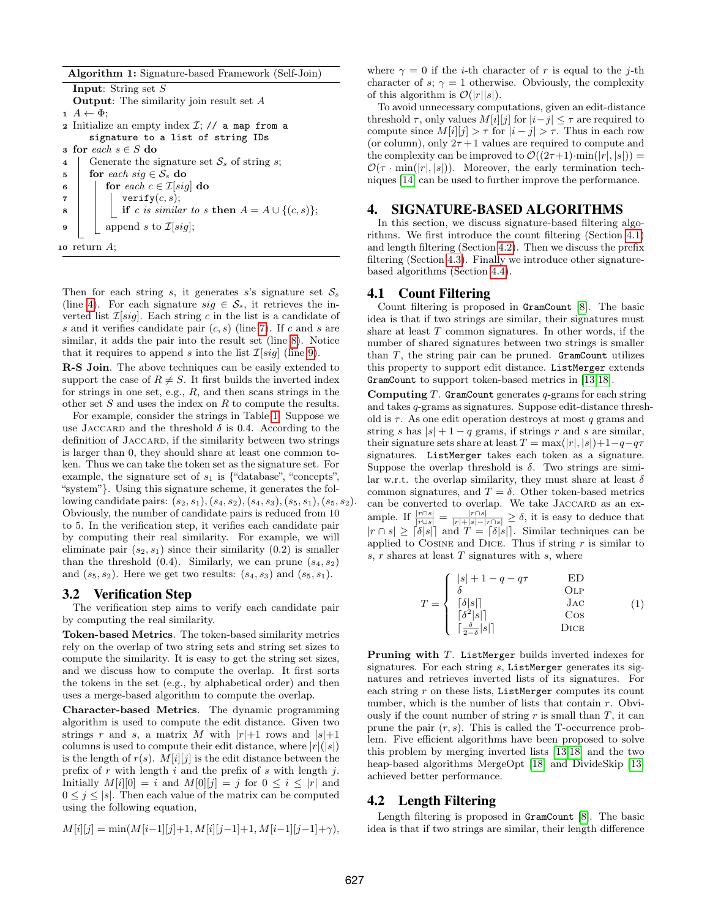**Algorithm 1:** Signature-based Framework (Self-Join)

```
Input: String set S
Output: The similarity join result set A
1  A ← Φ;
2  Initialize an empty index I; // a map from a
       signature to a list of string IDs
3  for each s ∈ S do
4      Generate the signature set S_s of string s;
5      for each sig ∈ S_s do
6          for each c ∈ I[sig] do
7              verify(c, s);
8              if c is similar to s then A = A ∪ {(c, s)};
9          append s to I[sig];
10 return A;
```

Then for each string $s$, it generates $s$'s signature set $\mathcal{S}_s$ (line 4). For each signature $sig \in \mathcal{S}_s$, it retrieves the inverted list $\mathcal{I}[sig]$. Each string $c$ in the list is a candidate of $s$ and it verifies candidate pair $(c, s)$ (line 7). If $c$ and $s$ are similar, it adds the pair into the result set (line 8). Notice that it requires to append $s$ into the list $\mathcal{I}[sig]$ (line 9).

**R-S Join**. The above techniques can be easily extended to support the case of $R \neq S$. It first builds the inverted index for strings in one set, e.g., $R$, and then scans strings in the other set $S$ and uses the index on $R$ to compute the results.

For example, consider the strings in Table 1. Suppose we use Jaccard and the threshold $\delta$ is 0.4. According to the definition of Jaccard, if the similarity between two strings is larger than 0, they should share at least one common token. Thus we can take the token set as the signature set. For example, the signature set of $s_1$ is {"database", "concepts", "system"}. Using this signature scheme, it generates the following candidate pairs: $(s_2, s_1), (s_4, s_2), (s_4, s_3), (s_5, s_1), (s_5, s_2)$. Obviously, the number of candidate pairs is reduced from 10 to 5. In the verification step, it verifies each candidate pair by computing their real similarity. For example, we will eliminate pair $(s_2, s_1)$ since their similarity (0.2) is smaller than the threshold (0.4). Similarly, we can prune $(s_4, s_2)$ and $(s_5, s_2)$. Here we get two results: $(s_4, s_3)$ and $(s_5, s_1)$.

### 3.2 Verification Step

The verification step aims to verify each candidate pair by computing the real similarity.

**Token-based Metrics**. The token-based similarity metrics rely on the overlap of two string sets and string set sizes to compute the similarity. It is easy to get the string set sizes, and we discuss how to compute the overlap. It first sorts the tokens in the set (e.g., by alphabetical order) and then uses a merge-based algorithm to compute the overlap.

**Character-based Metrics**. The dynamic programming algorithm is used to compute the edit distance. Given two strings $r$ and $s$, a matrix $M$ with $|r|+1$ rows and $|s|+1$ columns is used to compute their edit distance, where $|r|(|s|)$ is the length of $r(s)$. $M[i][j]$ is the edit distance between the prefix of $r$ with length $i$ and the prefix of $s$ with length $j$. Initially $M[i][0] = i$ and $M[0][j] = j$ for $0 \leq i \leq |r|$ and $0 \leq j \leq |s|$. Then each value of the matrix can be computed using the following equation,

$$M[i][j] = \min(M[i-1][j]+1, M[i][j-1]+1, M[i-1][j-1]+\gamma),$$

where $\gamma = 0$ if the $i$-th character of $r$ is equal to the $j$-th character of $s$; $\gamma = 1$ otherwise. Obviously, the complexity of this algorithm is $\mathcal{O}(|r||s|)$.

To avoid unnecessary computations, given an edit-distance threshold $\tau$, only values $M[i][j]$ for $|i-j| \leq \tau$ are required to compute since $M[i][j] > \tau$ for $|i-j| > \tau$. Thus in each row (or column), only $2\tau+1$ values are required to compute and the complexity can be improved to $\mathcal{O}((2\tau+1)\cdot\min(|r|,|s|)) = \mathcal{O}(\tau \cdot \min(|r|,|s|))$. Moreover, the early termination techniques [14] can be used to further improve the performance.

## 4. SIGNATURE-BASED ALGORITHMS

In this section, we discuss signature-based filtering algorithms. We first introduce the count filtering (Section 4.1) and length filtering (Section 4.2). Then we discuss the prefix filtering (Section 4.3). Finally we introduce other signature-based algorithms (Section 4.4).

### 4.1 Count Filtering

Count filtering is proposed in `GramCount` [8]. The basic idea is that if two strings are similar, their signatures must share at least $T$ common signatures. In other words, if the number of shared signatures between two strings is smaller than $T$, the string pair can be pruned. `GramCount` utilizes this property to support edit distance. `ListMerger` extends `GramCount` to support token-based metrics in [13,18].

**Computing** $T$. `GramCount` generates $q$-grams for each string and takes $q$-grams as signatures. Suppose edit-distance threshold is $\tau$. As one edit operation destroys at most $q$ grams and suppose $s$ has $|s|+1-q$ grams, if strings $r$ and $s$ are similar, their signature sets share at least $T = \max(|r|,|s|)+1-q-q\tau$ signatures. `ListMerger` takes each token as a signature. Suppose the overlap threshold is $\delta$. Two strings are similar w.r.t. the overlap similarity, they must share at least $\delta$ common signatures, and $T = \delta$. Other token-based metrics can be converted to overlap. We take Jaccard as an example. If $\frac{|r \cap s|}{|r \cup s|} = \frac{|r \cap s|}{|r|+|s|-|r \cap s|} \geq \delta$, it is easy to deduce that $|r \cap s| \geq \lceil \delta|s| \rceil$ and $T = \lceil \delta|s| \rceil$. Similar techniques can be applied to Cosine and Dice. Thus if string $r$ is similar to $s$, $r$ shares at least $T$ signatures with $s$, where

$$T = \begin{cases} |s|+1-q-q\tau & \text{ED} \\ \delta & \text{OLP} \\ \lceil \delta|s| \rceil & \text{JAC} \\ \lceil \delta^2|s| \rceil & \text{COS} \\ \lceil \frac{\delta}{2-\delta}|s| \rceil & \text{DICE} \end{cases} \tag{1}$$

**Pruning with** $T$. `ListMerger` builds inverted indexes for signatures. For each string $s$, `ListMerger` generates its signatures and retrieves inverted lists of its signatures. For each string $r$ on these lists, `ListMerger` computes its count number, which is the number of lists that contain $r$. Obviously if the count number of string $r$ is small than $T$, it can prune the pair $(r, s)$. This is called the T-occurrence problem. Five efficient algorithms have been proposed to solve this problem by merging inverted lists [13,18] and the two heap-based algorithms MergeOpt [18] and DivideSkip [13] achieved better performance.

### 4.2 Length Filtering

Length filtering is proposed in `GramCount` [8]. The basic idea is that if two strings are similar, their length difference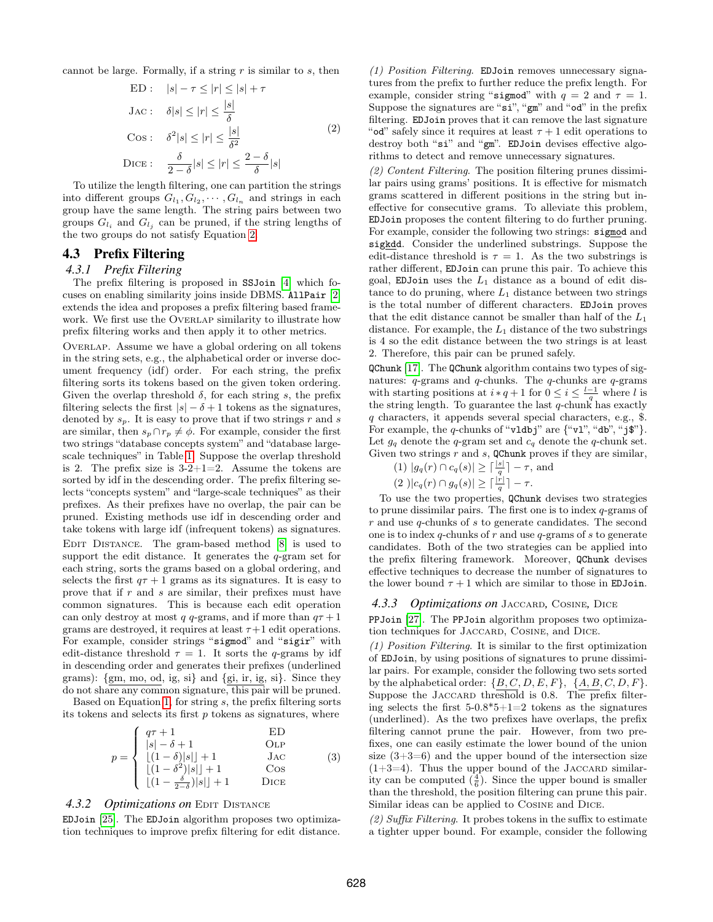cannot be large. Formally, if a string $r$ is similar to $s$, then

$$
\begin{aligned}
\text{ED}: &\quad |s| - \tau \le |r| \le |s| + \tau \\
\text{JAC}: &\quad \delta|s| \le |r| \le \frac{|s|}{\delta} \\
\text{COS}: &\quad \delta^2|s| \le |r| \le \frac{|s|}{\delta^2} \\
\text{DICE}: &\quad \frac{\delta}{2-\delta}|s| \le |r| \le \frac{2-\delta}{\delta}|s|
\end{aligned} \tag{2}
$$

To utilize the length filtering, one can partition the strings into different groups $G_{l_1}, G_{l_2}, \cdots, G_{l_n}$ and strings in each group have the same length. The string pairs between two groups $G_{l_i}$ and $G_{l_j}$ can be pruned, if the string lengths of the two groups do not satisfy Equation 2.

## 4.3 Prefix Filtering

### 4.3.1 Prefix Filtering

The prefix filtering is proposed in `SSJoin` [4] which focuses on enabling similarity joins inside DBMS. `AllPair` [2] extends the idea and proposes a prefix filtering based framework. We first use the OVERLAP similarity to illustrate how prefix filtering works and then apply it to other metrics.

OVERLAP. Assume we have a global ordering on all tokens in the string sets, e.g., the alphabetical order or inverse document frequency (idf) order. For each string, the prefix filtering sorts its tokens based on the given token ordering. Given the overlap threshold $\delta$, for each string $s$, the prefix filtering selects the first $|s| - \delta + 1$ tokens as the signatures, denoted by $s_p$. It is easy to prove that if two strings $r$ and $s$ are similar, then $s_p \cap r_p \neq \phi$. For example, consider the first two strings "database concepts system" and "database large-scale techniques" in Table 1. Suppose the overlap threshold is 2. The prefix size is 3-2+1=2. Assume the tokens are sorted by idf in the descending order. The prefix filtering selects "concepts system" and "large-scale techniques" as their prefixes. As their prefixes have no overlap, the pair can be pruned. Existing methods use idf in descending order and take tokens with large idf (infrequent tokens) as signatures.

EDIT DISTANCE. The gram-based method [8] is used to support the edit distance. It generates the $q$-gram set for each string, sorts the grams based on a global ordering, and selects the first $q\tau + 1$ grams as its signatures. It is easy to prove that if $r$ and $s$ are similar, their prefixes must have common signatures. This is because each edit operation can only destroy at most $q$ $q$-grams, and if more than $q\tau + 1$ grams are destroyed, it requires at least $\tau+1$ edit operations. For example, consider strings "`sigmod`" and "`sigir`" with edit-distance threshold $\tau = 1$. It sorts the $q$-grams by idf in descending order and generates their prefixes (underlined grams): {gm, mo, od, ig, si} and {gi, ir, ig, si}. Since they do not share any common signature, this pair will be pruned.

Based on Equation 1, for string $s$, the prefix filtering sorts its tokens and selects its first $p$ tokens as signatures, where

$$
p = \begin{cases}
q\tau + 1 & \text{ED} \\
|s| - \delta + 1 & \text{OLP} \\
\lfloor (1-\delta)|s| \rfloor + 1 & \text{JAC} \\
\lfloor (1-\delta^2)|s| \rfloor + 1 & \text{COS} \\
\lfloor (1-\frac{\delta}{2-\delta})|s| \rfloor + 1 & \text{DICE}
\end{cases} \tag{3}
$$

### 4.3.2 Optimizations on EDIT DISTANCE

`EDJoin` [25]. The `EDJoin` algorithm proposes two optimization techniques to improve prefix filtering for edit distance.

*(1) Position Filtering.* `EDJoin` removes unnecessary signatures from the prefix to further reduce the prefix length. For example, consider string "`sigmod`" with $q = 2$ and $\tau = 1$. Suppose the signatures are "`si`", "`gm`" and "`od`" in the prefix filtering. `EDJoin` proves that it can remove the last signature "`od`" safely since it requires at least $\tau + 1$ edit operations to destroy both "`si`" and "`gm`". `EDJoin` devises effective algorithms to detect and remove unnecessary signatures.

*(2) Content Filtering.* The position filtering prunes dissimilar pairs using grams' positions. It is effective for mismatch grams scattered in different positions in the string but ineffective for consecutive grams. To alleviate this problem, `EDJoin` proposes the content filtering to do further pruning. For example, consider the following two strings: `sigmod` and `sigkdd`. Consider the underlined substrings. Suppose the edit-distance threshold is $\tau = 1$. As the two substrings is rather different, `EDJoin` can prune this pair. To achieve this goal, `EDJoin` uses the $L_1$ distance as a bound of edit distance to do pruning, where $L_1$ distance between two strings is the total number of different characters. `EDJoin` proves that the edit distance cannot be smaller than half of the $L_1$ distance. For example, the $L_1$ distance of the two substrings is 4 so the edit distance between the two strings is at least 2. Therefore, this pair can be pruned safely.

`QChunk` [17]. The `QChunk` algorithm contains two types of signatures: $q$-grams and $q$-chunks. The $q$-chunks are $q$-grams with starting positions at $i*q+1$ for $0 \le i \le \frac{l-1}{q}$ where $l$ is the string length. To guarantee the last $q$-chunk has exactly $q$ characters, it appends several special characters, e.g., \$. For example, the $q$-chunks of "`vldbj`" are {"`vl`", "`db`", "`j$`"}. Let $g_q$ denote the $q$-gram set and $c_q$ denote the $q$-chunk set. Given two strings $r$ and $s$, `QChunk` proves if they are similar,

(1) $|g_q(r) \cap c_q(s)| \ge \lceil \frac{|s|}{q} \rceil - \tau$, and

(2 )$|c_q(r) \cap g_q(s)| \ge \lceil \frac{|r|}{q} \rceil - \tau$.

To use the two properties, `QChunk` devises two strategies to prune dissimilar pairs. The first one is to index $q$-grams of $r$ and use $q$-chunks of $s$ to generate candidates. The second one is to index $q$-chunks of $r$ and use $q$-grams of $s$ to generate candidates. Both of the two strategies can be applied into the prefix filtering framework. Moreover, `QChunk` devises effective techniques to decrease the number of signatures to the lower bound $\tau + 1$ which are similar to those in `EDJoin`.

### 4.3.3 Optimizations on JACCARD, COSINE, DICE

`PPJoin` [27]. The `PPJoin` algorithm proposes two optimization techniques for JACCARD, COSINE, and DICE.

*(1) Position Filtering.* It is similar to the first optimization of `EDJoin`, by using positions of signatures to prune dissimilar pairs. For example, consider the following two sets sorted by the alphabetical order: $\{B, C, D, E, F\}$, $\{A, B, C, D, F\}$. Suppose the JACCARD threshold is 0.8. The prefix filtering selects the first 5-0.8*5+1=2 tokens as the signatures (underlined). As the two prefixes have overlaps, the prefix filtering cannot prune the pair. However, from two prefixes, one can easily estimate the lower bound of the union size (3+3=6) and the upper bound of the intersection size (1+3=4). Thus the upper bound of the JACCARD similarity can be computed ($\frac{4}{6}$). Since the upper bound is smaller than the threshold, the position filtering can prune this pair. Similar ideas can be applied to COSINE and DICE.

*(2) Suffix Filtering.* It probes tokens in the suffix to estimate a tighter upper bound. For example, consider the following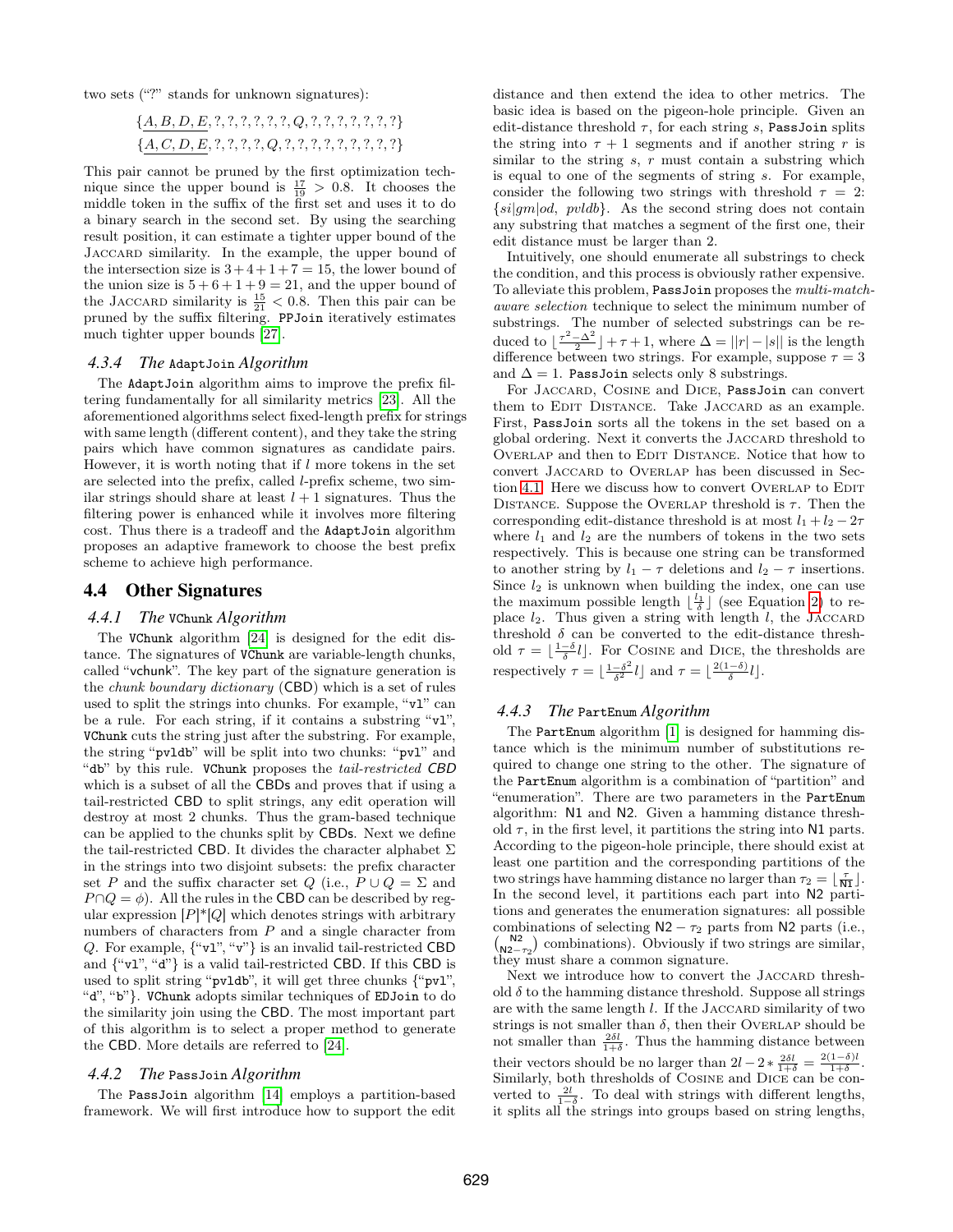two sets ("?" stands for unknown signatures):

$$\{\underline{A, B, D, E}, ?, ?, ?, ?, ?, ?, Q, ?, ?, ?, ?, ?, ?, ?\}$$
$$\{\underline{A, C, D, E}, ?, ?, ?, ?, Q, ?, ?, ?, ?, ?, ?, ?, ?, ?\}$$

This pair cannot be pruned by the first optimization technique since the upper bound is $\frac{17}{19} > 0.8$. It chooses the middle token in the suffix of the first set and uses it to do a binary search in the second set. By using the searching result position, it can estimate a tighter upper bound of the Jaccard similarity. In the example, the upper bound of the intersection size is $3+4+1+7 = 15$, the lower bound of the union size is $5+6+1+9 = 21$, and the upper bound of the Jaccard similarity is $\frac{15}{21} < 0.8$. Then this pair can be pruned by the suffix filtering. PPJoin iteratively estimates much tighter upper bounds [27].

#### 4.3.4 The AdaptJoin Algorithm

The AdaptJoin algorithm aims to improve the prefix filtering fundamentally for all similarity metrics [23]. All the aforementioned algorithms select fixed-length prefix for strings with same length (different content), and they take the string pairs which have common signatures as candidate pairs. However, it is worth noting that if $l$ more tokens in the set are selected into the prefix, called $l$-prefix scheme, two similar strings should share at least $l+1$ signatures. Thus the filtering power is enhanced while it involves more filtering cost. Thus there is a tradeoff and the AdaptJoin algorithm proposes an adaptive framework to choose the best prefix scheme to achieve high performance.

### 4.4 Other Signatures

#### 4.4.1 The VChunk Algorithm

The VChunk algorithm [24] is designed for the edit distance. The signatures of VChunk are variable-length chunks, called "vchunk". The key part of the signature generation is the *chunk boundary dictionary* (CBD) which is a set of rules used to split the strings into chunks. For example, "vl" can be a rule. For each string, if it contains a substring "vl", VChunk cuts the string just after the substring. For example, the string "pvldb" will be split into two chunks: "pvl" and "db" by this rule. VChunk proposes the *tail-restricted CBD* which is a subset of all the CBDs and proves that if using a tail-restricted CBD to split strings, any edit operation will destroy at most 2 chunks. Thus the gram-based technique can be applied to the chunks split by CBDs. Next we define the tail-restricted CBD. It divides the character alphabet $\Sigma$ in the strings into two disjoint subsets: the prefix character set $P$ and the suffix character set $Q$ (i.e., $P \cup Q = \Sigma$ and $P \cap Q = \phi$). All the rules in the CBD can be described by regular expression $[P]^*[Q]$ which denotes strings with arbitrary numbers of characters from $P$ and a single character from $Q$. For example, {"vl", "v"} is an invalid tail-restricted CBD and {"vl", "d"} is a valid tail-restricted CBD. If this CBD is used to split string "pvldb", it will get three chunks {"pvl", "d", "b"}. VChunk adopts similar techniques of EDJoin to do the similarity join using the CBD. The most important part of this algorithm is to select a proper method to generate the CBD. More details are referred to [24].

#### 4.4.2 The PassJoin Algorithm

The PassJoin algorithm [14] employs a partition-based framework. We will first introduce how to support the edit distance and then extend the idea to other metrics. The basic idea is based on the pigeon-hole principle. Given an edit-distance threshold $\tau$, for each string $s$, PassJoin splits the string into $\tau+1$ segments and if another string $r$ is similar to the string $s$, $r$ must contain a substring which is equal to one of the segments of string $s$. For example, consider the following two strings with threshold $\tau = 2$: $\{si|gm|od,\ pvldb\}$. As the second string does not contain any substring that matches a segment of the first one, their edit distance must be larger than 2.

Intuitively, one should enumerate all substrings to check the condition, and this process is obviously rather expensive. To alleviate this problem, PassJoin proposes the *multi-match-aware selection* technique to select the minimum number of substrings. The number of selected substrings can be reduced to $\lfloor \frac{\tau^2-\Delta^2}{2} \rfloor + \tau + 1$, where $\Delta = ||r| - |s||$ is the length difference between two strings. For example, suppose $\tau = 3$ and $\Delta = 1$. PassJoin selects only 8 substrings.

For Jaccard, Cosine and Dice, PassJoin can convert them to Edit Distance. Take Jaccard as an example. First, PassJoin sorts all the tokens in the set based on a global ordering. Next it converts the Jaccard threshold to Overlap and then to Edit Distance. Notice that how to convert Jaccard to Overlap has been discussed in Section 4.1. Here we discuss how to convert Overlap to Edit Distance. Suppose the Overlap threshold is $\tau$. Then the corresponding edit-distance threshold is at most $l_1 + l_2 - 2\tau$ where $l_1$ and $l_2$ are the numbers of tokens in the two sets respectively. This is because one string can be transformed to another string by $l_1 - \tau$ deletions and $l_2 - \tau$ insertions. Since $l_2$ is unknown when building the index, one can use the maximum possible length $\lfloor \frac{l_1}{\delta} \rfloor$ (see Equation 2) to replace $l_2$. Thus given a string with length $l$, the Jaccard threshold $\delta$ can be converted to the edit-distance threshold $\tau = \lfloor \frac{1-\delta}{\delta} l \rfloor$. For Cosine and Dice, the thresholds are respectively $\tau = \lfloor \frac{1-\delta^2}{\delta^2} l \rfloor$ and $\tau = \lfloor \frac{2(1-\delta)}{\delta} l \rfloor$.

#### 4.4.3 The PartEnum Algorithm

The PartEnum algorithm [1] is designed for hamming distance which is the minimum number of substitutions required to change one string to the other. The signature of the PartEnum algorithm is a combination of "partition" and "enumeration". There are two parameters in the PartEnum algorithm: N1 and N2. Given a hamming distance threshold $\tau$, in the first level, it partitions the string into N1 parts. According to the pigeon-hole principle, there should exist at least one partition and the corresponding partitions of the two strings have hamming distance no larger than $\tau_2 = \lfloor \frac{\tau}{\mathsf{N1}} \rfloor$. In the second level, it partitions each part into N2 partitions and generates the enumeration signatures: all possible combinations of selecting $\mathsf{N2} - \tau_2$ parts from N2 parts (i.e., $\binom{\mathsf{N2}}{\mathsf{N2}-\tau_2}$ combinations). Obviously if two strings are similar, they must share a common signature.

Next we introduce how to convert the Jaccard threshold $\delta$ to the hamming distance threshold. Suppose all strings are with the same length $l$. If the Jaccard similarity of two strings is not smaller than $\delta$, then their Overlap should be not smaller than $\frac{2\delta l}{1+\delta}$. Thus the hamming distance between their vectors should be no larger than $2l - 2 * \frac{2\delta l}{1+\delta} = \frac{2(1-\delta)l}{1+\delta}$. Similarly, both thresholds of Cosine and Dice can be converted to $\frac{2l}{1-\delta}$. To deal with strings with different lengths, it splits all the strings into groups based on string lengths,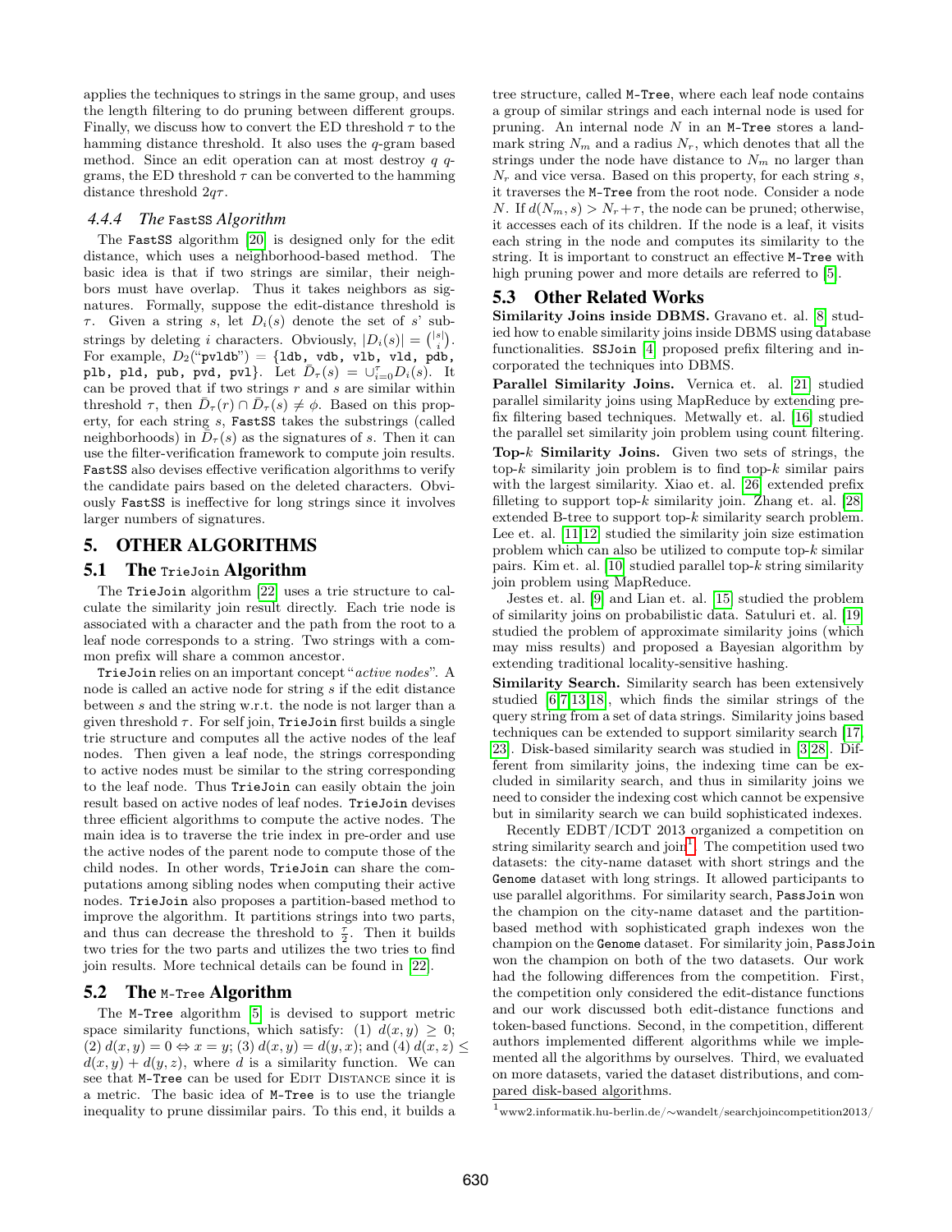applies the techniques to strings in the same group, and uses the length filtering to do pruning between different groups. Finally, we discuss how to convert the ED threshold $\tau$ to the hamming distance threshold. It also uses the $q$-gram based method. Since an edit operation can at most destroy $q$ $q$-grams, the ED threshold $\tau$ can be converted to the hamming distance threshold $2q\tau$.

#### 4.4.4 The FastSS Algorithm

The FastSS algorithm [20] is designed only for the edit distance, which uses a neighborhood-based method. The basic idea is that if two strings are similar, their neighbors must have overlap. Thus it takes neighbors as signatures. Formally, suppose the edit-distance threshold is $\tau$. Given a string $s$, let $D_i(s)$ denote the set of $s$' substrings by deleting $i$ characters. Obviously, $|D_i(s)| = \binom{|s|}{i}$. For example, $D_2$("pvldb") = {ldb, vdb, vlb, vld, pdb, plb, pld, pub, pvd, pvl}. Let $\bar{D}_\tau(s) = \cup_{i=0}^{\tau} D_i(s)$. It can be proved that if two strings $r$ and $s$ are similar within threshold $\tau$, then $\bar{D}_\tau(r) \cap \bar{D}_\tau(s) \neq \phi$. Based on this property, for each string $s$, FastSS takes the substrings (called neighborhoods) in $\bar{D}_\tau(s)$ as the signatures of $s$. Then it can use the filter-verification framework to compute join results. FastSS also devises effective verification algorithms to verify the candidate pairs based on the deleted characters. Obviously FastSS is ineffective for long strings since it involves larger numbers of signatures.

## 5. OTHER ALGORITHMS

### 5.1 The TrieJoin Algorithm

The TrieJoin algorithm [22] uses a trie structure to calculate the similarity join result directly. Each trie node is associated with a character and the path from the root to a leaf node corresponds to a string. Two strings with a common prefix will share a common ancestor.

TrieJoin relies on an important concept "*active nodes*". A node is called an active node for string $s$ if the edit distance between $s$ and the string w.r.t. the node is not larger than a given threshold $\tau$. For self join, TrieJoin first builds a single trie structure and computes all the active nodes of the leaf nodes. Then given a leaf node, the strings corresponding to active nodes must be similar to the string corresponding to the leaf node. Thus TrieJoin can easily obtain the join result based on active nodes of leaf nodes. TrieJoin devises three efficient algorithms to compute the active nodes. The main idea is to traverse the trie index in pre-order and use the active nodes of the parent node to compute those of the child nodes. In other words, TrieJoin can share the computations among sibling nodes when computing their active nodes. TrieJoin also proposes a partition-based method to improve the algorithm. It partitions strings into two parts, and thus can decrease the threshold to $\frac{\tau}{2}$. Then it builds two tries for the two parts and utilizes the two tries to find join results. More technical details can be found in [22].

### 5.2 The M-Tree Algorithm

The M-Tree algorithm [5] is devised to support metric space similarity functions, which satisfy: (1) $d(x, y) \geq 0$; (2) $d(x, y) = 0 \Leftrightarrow x = y$; (3) $d(x, y) = d(y, x)$; and (4) $d(x, z) \leq d(x, y) + d(y, z)$, where $d$ is a similarity function. We can see that M-Tree can be used for EDIT DISTANCE since it is a metric. The basic idea of M-Tree is to use the triangle inequality to prune dissimilar pairs. To this end, it builds a tree structure, called M-Tree, where each leaf node contains a group of similar strings and each internal node is used for pruning. An internal node $N$ in an M-Tree stores a landmark string $N_m$ and a radius $N_r$, which denotes that all the strings under the node have distance to $N_m$ no larger than $N_r$ and vice versa. Based on this property, for each string $s$, it traverses the M-Tree from the root node. Consider a node $N$. If $d(N_m, s) > N_r + \tau$, the node can be pruned; otherwise, it accesses each of its children. If the node is a leaf, it visits each string in the node and computes its similarity to the string. It is important to construct an effective M-Tree with high pruning power and more details are referred to [5].

### 5.3 Other Related Works

**Similarity Joins inside DBMS.** Gravano et. al. [8] studied how to enable similarity joins inside DBMS using database functionalities. SSJoin [4] proposed prefix filtering and incorporated the techniques into DBMS.

**Parallel Similarity Joins.** Vernica et. al. [21] studied parallel similarity joins using MapReduce by extending prefix filtering based techniques. Metwally et. al. [16] studied the parallel set similarity join problem using count filtering.

**Top-$k$ Similarity Joins.** Given two sets of strings, the top-$k$ similarity join problem is to find top-$k$ similar pairs with the largest similarity. Xiao et. al. [26] extended prefix filleting to support top-$k$ similarity join. Zhang et. al. [28] extended B-tree to support top-$k$ similarity search problem. Lee et. al. [11,12] studied the similarity join size estimation problem which can also be utilized to compute top-$k$ similar pairs. Kim et. al. [10] studied parallel top-$k$ string similarity join problem using MapReduce.

Jestes et. al. [9] and Lian et. al. [15] studied the problem of similarity joins on probabilistic data. Satuluri et. al. [19] studied the problem of approximate similarity joins (which may miss results) and proposed a Bayesian algorithm by extending traditional locality-sensitive hashing.

**Similarity Search.** Similarity search has been extensively studied [6,7,13,18], which finds the similar strings of the query string from a set of data strings. Similarity joins based techniques can be extended to support similarity search [17, 23]. Disk-based similarity search was studied in [3,28]. Different from similarity joins, the indexing time can be excluded in similarity search, and thus in similarity joins we need to consider the indexing cost which cannot be expensive but in similarity search we can build sophisticated indexes.

Recently EDBT/ICDT 2013 organized a competition on string similarity search and join[1]. The competition used two datasets: the city-name dataset with short strings and the Genome dataset with long strings. It allowed participants to use parallel algorithms. For similarity search, PassJoin won the champion on the city-name dataset and the partition-based method with sophisticated graph indexes won the champion on the Genome dataset. For similarity join, PassJoin won the champion on both of the two datasets. Our work had the following differences from the competition. First, the competition only considered the edit-distance functions and our work discussed both edit-distance functions and token-based functions. Second, in the competition, different authors implemented different algorithms while we implemented all the algorithms by ourselves. Third, we evaluated on more datasets, varied the dataset distributions, and compared disk-based algorithms.

[1] www2.informatik.hu-berlin.de/~wandelt/searchjoincompetition2013/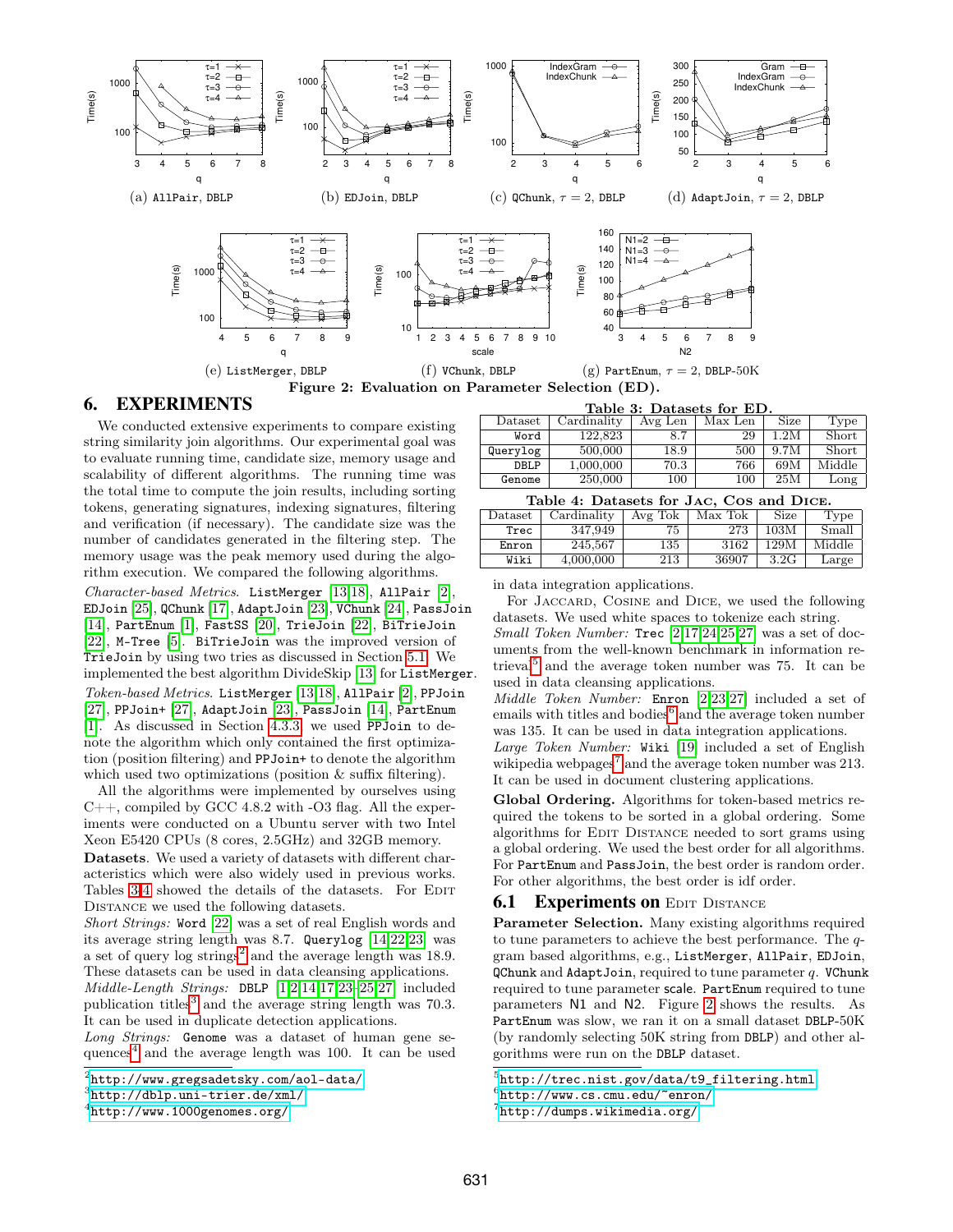(a) AllPair, DBLP (b) EDJoin, DBLP (c) QChunk, $\tau = 2$, DBLP (d) AdaptJoin, $\tau = 2$, DBLP

(e) ListMerger, DBLP (f) VChunk, DBLP (g) PartEnum, $\tau = 2$, DBLP-50K

**Figure 2: Evaluation on Parameter Selection (ED).**

## 6. EXPERIMENTS

We conducted extensive experiments to compare existing string similarity join algorithms. Our experimental goal was to evaluate running time, candidate size, memory usage and scalability of different algorithms. The running time was the total time to compute the join results, including sorting tokens, generating signatures, indexing signatures, filtering and verification (if necessary). The candidate size was the number of candidates generated in the filtering step. The memory usage was the peak memory used during the algorithm execution. We compared the following algorithms.

*Character-based Metrics*. ListMerger [13,18], AllPair [2], EDJoin [25], QChunk [17], AdaptJoin [23], VChunk [24], PassJoin [14], PartEnum [1], FastSS [20], TrieJoin [22], BiTrieJoin [22], M-Tree [5]. BiTrieJoin was the improved version of TrieJoin by using two tries as discussed in Section 5.1. We implemented the best algorithm DivideSkip [13] for ListMerger.

*Token-based Metrics*. ListMerger [13,18], AllPair [2], PPJoin [27], PPJoin+ [27], AdaptJoin [23], PassJoin [14], PartEnum [1]. As discussed in Section 4.3.3, we used PPJoin to denote the algorithm which only contained the first optimization (position filtering) and PPJoin+ to denote the algorithm which used two optimizations (position & suffix filtering).

All the algorithms were implemented by ourselves using C++, compiled by GCC 4.8.2 with -O3 flag. All the experiments were conducted on a Ubuntu server with two Intel Xeon E5420 CPUs (8 cores, 2.5GHz) and 32GB memory.

**Datasets**. We used a variety of datasets with different characteristics which were also widely used in previous works. Tables 3-4 showed the details of the datasets. For EDIT DISTANCE we used the following datasets.

*Short Strings:* Word [22] was a set of real English words and its average string length was 8.7. Querylog [14,22,23] was a set of query log strings[2] and the average length was 18.9. These datasets can be used in data cleansing applications.

*Middle-Length Strings:* DBLP [1,2,14,17,23-25,27] included publication titles[3] and the average string length was 70.3. It can be used in duplicate detection applications.

*Long Strings:* Genome was a dataset of human gene sequences[4] and the average length was 100. It can be used in data integration applications.

**Table 3: Datasets for ED.**

| Dataset | Cardinality | Avg Len | Max Len | Size | Type |
|---|---|---|---|---|---|
| Word | 122,823 | 8.7 | 29 | 1.2M | Short |
| Querylog | 500,000 | 18.9 | 500 | 9.7M | Short |
| DBLP | 1,000,000 | 70.3 | 766 | 69M | Middle |
| Genome | 250,000 | 100 | 100 | 25M | Long |

**Table 4: Datasets for JAC, COS and DICE.**

| Dataset | Cardinality | Avg Tok | Max Tok | Size | Type |
|---|---|---|---|---|---|
| Trec | 347,949 | 75 | 273 | 103M | Small |
| Enron | 245,567 | 135 | 3162 | 129M | Middle |
| Wiki | 4,000,000 | 213 | 36907 | 3.2G | Large |

For JACCARD, COSINE and DICE, we used the following datasets. We used white spaces to tokenize each string.

*Small Token Number:* Trec [2,17,24,25,27] was a set of documents from the well-known benchmark in information retrieval[5] and the average token number was 75. It can be used in data cleansing applications.

*Middle Token Number:* Enron [2,23,27] included a set of emails with titles and bodies[6] and the average token number was 135. It can be used in data integration applications.

*Large Token Number:* Wiki [19] included a set of English wikipedia webpages[7] and the average token number was 213. It can be used in document clustering applications.

**Global Ordering.** Algorithms for token-based metrics required the tokens to be sorted in a global ordering. Some algorithms for EDIT DISTANCE needed to sort grams using a global ordering. We used the best order for all algorithms. For PartEnum and PassJoin, the best order is random order. For other algorithms, the best order is idf order.

### 6.1 Experiments on EDIT DISTANCE

**Parameter Selection.** Many existing algorithms required to tune parameters to achieve the best performance. The $q$-gram based algorithms, e.g., ListMerger, AllPair, EDJoin, QChunk and AdaptJoin, required to tune parameter $q$. VChunk required to tune parameter scale. PartEnum required to tune parameters N1 and N2. Figure 2 shows the results. As PartEnum was slow, we ran it on a small dataset DBLP-50K (by randomly selecting 50K string from DBLP) and other algorithms were run on the DBLP dataset.

[2] http://www.gregsadetsky.com/aol-data/
[3] http://dblp.uni-trier.de/xml/
[4] http://www.1000genomes.org/
[5] http://trec.nist.gov/data/t9_filtering.html
[6] http://www.cs.cmu.edu/~enron/
[7] http://dumps.wikimedia.org/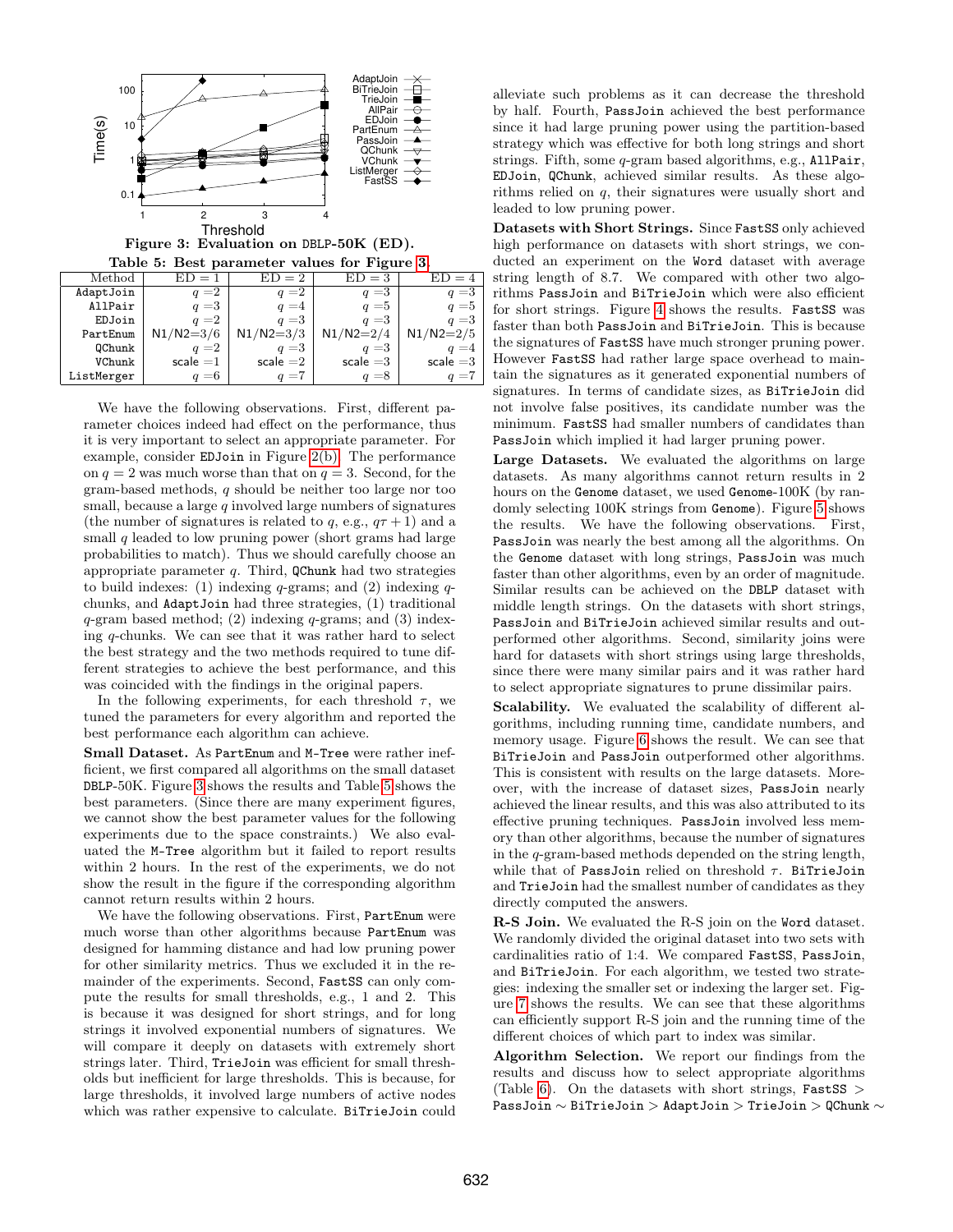Figure 3: Evaluation on DBLP-50K (ED).

Table 5: Best parameter values for Figure 3.

| Method | ED = 1 | ED = 2 | ED = 3 | ED = 4 |
|---|---|---|---|---|
| AdaptJoin | $q$ =2 | $q$ =2 | $q$ =3 | $q$ =3 |
| AllPair | $q$ =3 | $q$ =4 | $q$ =5 | $q$ =5 |
| EDJoin | $q$ =2 | $q$ =3 | $q$ =3 | $q$ =3 |
| PartEnum | N1/N2=3/6 | N1/N2=3/3 | N1/N2=2/4 | N1/N2=2/5 |
| QChunk | $q$ =2 | $q$ =3 | $q$ =3 | $q$ =4 |
| VChunk | scale =1 | scale =2 | scale =3 | scale =3 |
| ListMerger | $q$ =6 | $q$ =7 | $q$ =8 | $q$ =7 |

We have the following observations. First, different parameter choices indeed had effect on the performance, thus it is very important to select an appropriate parameter. For example, consider EDJoin in Figure 2(b). The performance on $q = 2$ was much worse than that on $q = 3$. Second, for the gram-based methods, $q$ should be neither too large nor too small, because a large $q$ involved large numbers of signatures (the number of signatures is related to $q$, e.g., $q\tau + 1$) and a small $q$ leaded to low pruning power (short grams had large probabilities to match). Thus we should carefully choose an appropriate parameter $q$. Third, QChunk had two strategies to build indexes: (1) indexing $q$-grams; and (2) indexing $q$-chunks, and AdaptJoin had three strategies, (1) traditional $q$-gram based method; (2) indexing $q$-grams; and (3) indexing $q$-chunks. We can see that it was rather hard to select the best strategy and the two methods required to tune different strategies to achieve the best performance, and this was coincided with the findings in the original papers.

In the following experiments, for each threshold $\tau$, we tuned the parameters for every algorithm and reported the best performance each algorithm can achieve.

**Small Dataset.** As PartEnum and M-Tree were rather inefficient, we first compared all algorithms on the small dataset DBLP-50K. Figure 3 shows the results and Table 5 shows the best parameters. (Since there are many experiment figures, we cannot show the best parameter values for the following experiments due to the space constraints.) We also evaluated the M-Tree algorithm but it failed to report results within 2 hours. In the rest of the experiments, we do not show the result in the figure if the corresponding algorithm cannot return results within 2 hours.

We have the following observations. First, PartEnum were much worse than other algorithms because PartEnum was designed for hamming distance and had low pruning power for other similarity metrics. Thus we excluded it in the remainder of the experiments. Second, FastSS can only compute the results for small thresholds, e.g., 1 and 2. This is because it was designed for short strings, and for long strings it involved exponential numbers of signatures. We will compare it deeply on datasets with extremely short strings later. Third, TrieJoin was efficient for small thresholds but inefficient for large thresholds. This is because, for large thresholds, it involved large numbers of active nodes which was rather expensive to calculate. BiTrieJoin could alleviate such problems as it can decrease the threshold by half. Fourth, PassJoin achieved the best performance since it had large pruning power using the partition-based strategy which was effective for both long strings and short strings. Fifth, some $q$-gram based algorithms, e.g., AllPair, EDJoin, QChunk, achieved similar results. As these algorithms relied on $q$, their signatures were usually short and leaded to low pruning power.

**Datasets with Short Strings.** Since FastSS only achieved high performance on datasets with short strings, we conducted an experiment on the Word dataset with average string length of 8.7. We compared with other two algorithms PassJoin and BiTrieJoin which were also efficient for short strings. Figure 4 shows the results. FastSS was faster than both PassJoin and BiTrieJoin. This is because the signatures of FastSS have much stronger pruning power. However FastSS had rather large space overhead to maintain the signatures as it generated exponential numbers of signatures. In terms of candidate sizes, as BiTrieJoin did not involve false positives, its candidate number was the minimum. FastSS had smaller numbers of candidates than PassJoin which implied it had larger pruning power.

**Large Datasets.** We evaluated the algorithms on large datasets. As many algorithms cannot return results in 2 hours on the Genome dataset, we used Genome-100K (by randomly selecting 100K strings from Genome). Figure 5 shows the results. We have the following observations. First, PassJoin was nearly the best among all the algorithms. On the Genome dataset with long strings, PassJoin was much faster than other algorithms, even by an order of magnitude. Similar results can be achieved on the DBLP dataset with middle length strings. On the datasets with short strings, PassJoin and BiTrieJoin achieved similar results and outperformed other algorithms. Second, similarity joins were hard for datasets with short strings using large thresholds, since there were many similar pairs and it was rather hard to select appropriate signatures to prune dissimilar pairs.

**Scalability.** We evaluated the scalability of different algorithms, including running time, candidate numbers, and memory usage. Figure 6 shows the result. We can see that BiTrieJoin and PassJoin outperformed other algorithms. This is consistent with results on the large datasets. Moreover, with the increase of dataset sizes, PassJoin nearly achieved the linear results, and this was also attributed to its effective pruning techniques. PassJoin involved less memory than other algorithms, because the number of signatures in the $q$-gram-based methods depended on the string length, while that of PassJoin relied on threshold $\tau$. BiTrieJoin and TrieJoin had the smallest number of candidates as they directly computed the answers.

**R-S Join.** We evaluated the R-S join on the Word dataset. We randomly divided the original dataset into two sets with cardinalities ratio of 1:4. We compared FastSS, PassJoin, and BiTrieJoin. For each algorithm, we tested two strategies: indexing the smaller set or indexing the larger set. Figure 7 shows the results. We can see that these algorithms can efficiently support R-S join and the running time of the different choices of which part to index was similar.

**Algorithm Selection.** We report our findings from the results and discuss how to select appropriate algorithms (Table 6). On the datasets with short strings, FastSS > PassJoin ∼ BiTrieJoin > AdaptJoin > TrieJoin > QChunk ∼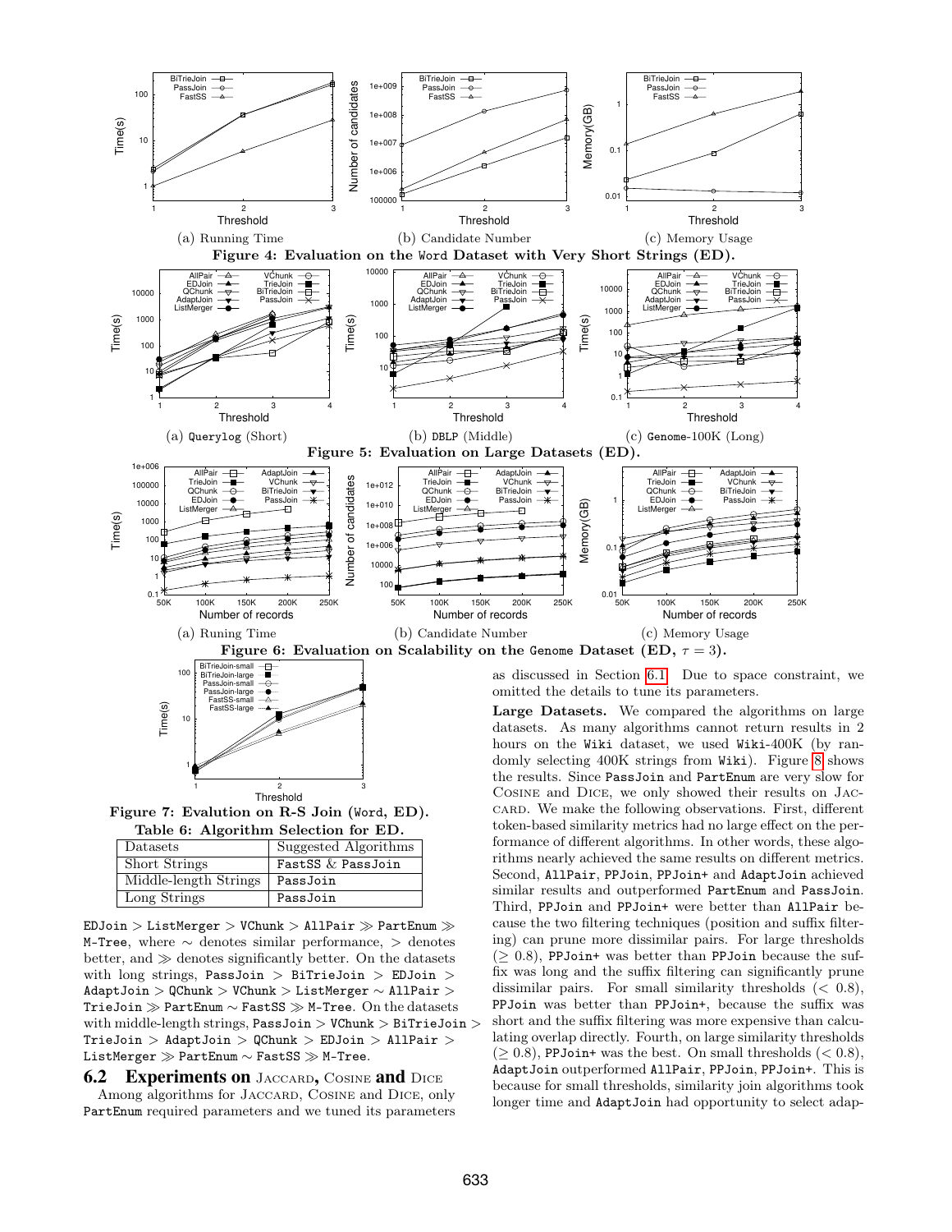(a) Running Time (b) Candidate Number (c) Memory Usage

**Figure 4: Evaluation on the Word Dataset with Very Short Strings (ED).**

(a) Querylog (Short) (b) DBLP (Middle) (c) Genome-100K (Long)

**Figure 5: Evaluation on Large Datasets (ED).**

(a) Runing Time (b) Candidate Number (c) Memory Usage

**Figure 6: Evaluation on Scalability on the Genome Dataset (ED, $\tau = 3$).**

**Figure 7: Evalution on R-S Join (Word, ED).**

**Table 6: Algorithm Selection for ED.**

| Datasets | Suggested Algorithms |
|---|---|
| Short Strings | FastSS & PassJoin |
| Middle-length Strings | PassJoin |
| Long Strings | PassJoin |

EDJoin > ListMerger > VChunk > AllPair ≫ PartEnum ≫ M-Tree, where ∼ denotes similar performance, > denotes better, and ≫ denotes significantly better. On the datasets with long strings, PassJoin > BiTrieJoin > EDJoin > AdaptJoin > QChunk > VChunk > ListMerger ∼ AllPair > TrieJoin ≫ PartEnum ∼ FastSS ≫ M-Tree. On the datasets with middle-length strings, PassJoin > VChunk > BiTrieJoin > TrieJoin > AdaptJoin > QChunk > EDJoin > AllPair > ListMerger ≫ PartEnum ∼ FastSS ≫ M-Tree.

## 6.2 Experiments on Jaccard, Cosine and Dice

Among algorithms for Jaccard, Cosine and Dice, only PartEnum required parameters and we tuned its parameters as discussed in Section 6.1. Due to space constraint, we omitted the details to tune its parameters.

**Large Datasets.** We compared the algorithms on large datasets. As many algorithms cannot return results in 2 hours on the Wiki dataset, we used Wiki-400K (by randomly selecting 400K strings from Wiki). Figure 8 shows the results. Since PassJoin and PartEnum are very slow for Cosine and Dice, we only showed their results on Jaccard. We make the following observations. First, different token-based similarity metrics had no large effect on the performance of different algorithms. In other words, these algorithms nearly achieved the same results on different metrics. Second, AllPair, PPJoin, PPJoin+ and AdaptJoin achieved similar results and outperformed PartEnum and PassJoin. Third, PPJoin and PPJoin+ were better than AllPair because the two filtering techniques (position and suffix filtering) can prune more dissimilar pairs. For large thresholds ($\geq 0.8$), PPJoin+ was better than PPJoin because the suffix was long and the suffix filtering can significantly prune dissimilar pairs. For small similarity thresholds ($< 0.8$), PPJoin was better than PPJoin+, because the suffix was short and the suffix filtering was more expensive than calculating overlap directly. Fourth, on large similarity thresholds ($\geq 0.8$), PPJoin+ was the best. On small thresholds ($< 0.8$), AdaptJoin outperformed AllPair, PPJoin, PPJoin+. This is because for small thresholds, similarity join algorithms took longer time and AdaptJoin had opportunity to select adap-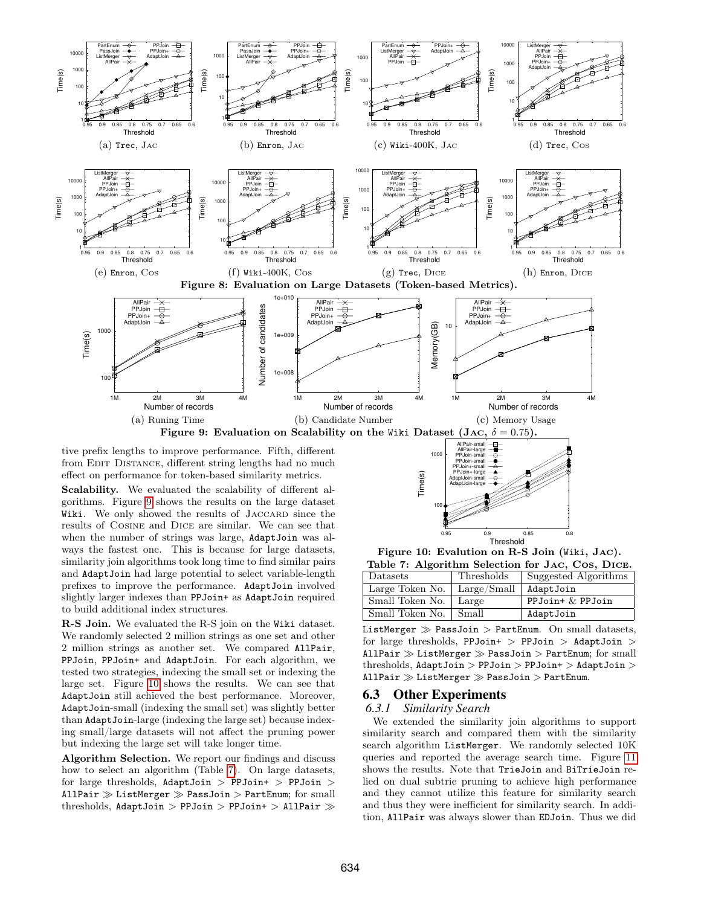Figure 8: Evaluation on Large Datasets (Token-based Metrics).

(a) Trec, Jac (b) Enron, Jac (c) Wiki-400K, Jac (d) Trec, Cos (e) Enron, Cos (f) Wiki-400K, Cos (g) Trec, Dice (h) Enron, Dice

Figure 9: Evaluation on Scalability on the Wiki Dataset (Jac, $\delta = 0.75$).

(a) Runing Time (b) Candidate Number (c) Memory Usage

tive prefix lengths to improve performance. Fifth, different from Edit Distance, different string lengths had no much effect on performance for token-based similarity metrics.

**Scalability.** We evaluated the scalability of different algorithms. Figure 9 shows the results on the large dataset Wiki. We only showed the results of Jaccard since the results of Cosine and Dice are similar. We can see that when the number of strings was large, AdaptJoin was always the fastest one. This is because for large datasets, similarity join algorithms took long time to find similar pairs and AdaptJoin had large potential to select variable-length prefixes to improve the performance. AdaptJoin involved slightly larger indexes than PPJoin+ as AdaptJoin required to build additional index structures.

**R-S Join.** We evaluated the R-S join on the Wiki dataset. We randomly selected 2 million strings as one set and other 2 million strings as another set. We compared AllPair, PPJoin, PPJoin+ and AdaptJoin. For each algorithm, we tested two strategies, indexing the small set or indexing the large set. Figure 10 shows the results. We can see that AdaptJoin still achieved the best performance. Moreover, AdaptJoin-small (indexing the small set) was slightly better than AdaptJoin-large (indexing the large set) because indexing small/large datasets will not affect the pruning power but indexing the large set will take longer time.

**Algorithm Selection.** We report our findings and discuss how to select an algorithm (Table 7). On large datasets, for large thresholds, AdaptJoin > PPJoin+ > PPJoin > AllPair ≫ ListMerger ≫ PassJoin > PartEnum; for small thresholds, AdaptJoin > PPJoin > PPJoin+ > AllPair ≫ ListMerger ≫ PassJoin > PartEnum. On small datasets, for large thresholds, PPJoin+ > PPJoin > AdaptJoin > AllPair ≫ ListMerger ≫ PassJoin > PartEnum; for small thresholds, AdaptJoin > PPJoin > PPJoin+ > AdaptJoin > AllPair ≫ ListMerger ≫ PassJoin > PartEnum.

Figure 10: Evalution on R-S Join (Wiki, Jac).

Table 7: Algorithm Selection for Jac, Cos, Dice.

| Datasets | Thresholds | Suggested Algorithms |
|---|---|---|
| Large Token No. | Large/Small | AdaptJoin |
| Small Token No. | Large | PPJoin+ & PPJoin |
| Small Token No. | Small | AdaptJoin |

## 6.3 Other Experiments

### 6.3.1 Similarity Search

We extended the similarity join algorithms to support similarity search and compared them with the similarity search algorithm ListMerger. We randomly selected 10K queries and reported the average search time. Figure 11 shows the results. Note that TrieJoin and BiTrieJoin relied on dual subtrie pruning to achieve high performance and they cannot utilize this feature for similarity search and thus they were inefficient for similarity search. In addition, AllPair was always slower than EDJoin. Thus we did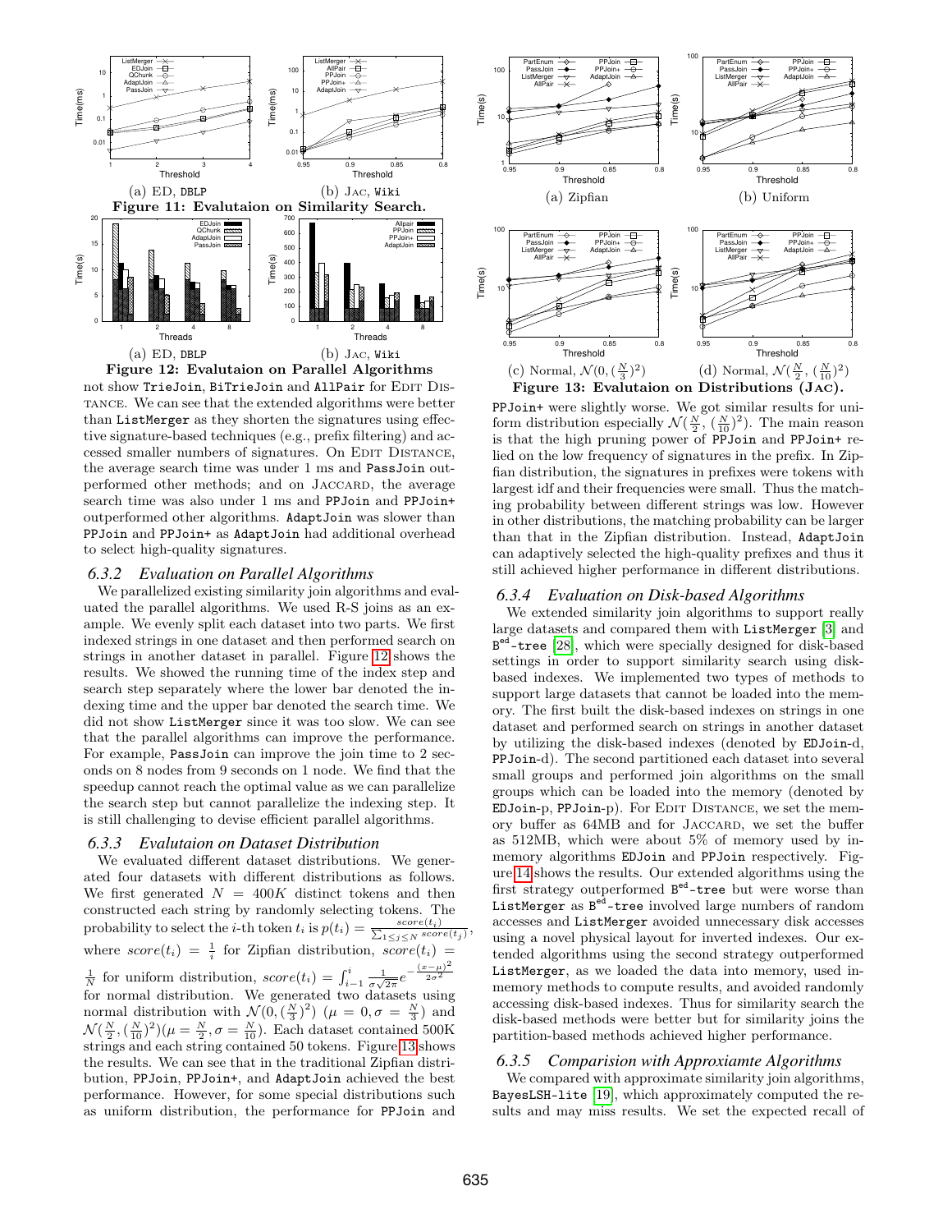(a) ED, DBLP (b) JAC, Wiki

**Figure 11: Evalutaion on Similarity Search.**

(a) ED, DBLP (b) JAC, Wiki

**Figure 12: Evalutaion on Parallel Algorithms**

not show TrieJoin, BiTrieJoin and AllPair for EDIT DISTANCE. We can see that the extended algorithms were better than ListMerger as they shorten the signatures using effective signature-based techniques (e.g., prefix filtering) and accessed smaller numbers of signatures. On EDIT DISTANCE, the average search time was under 1 ms and PassJoin outperformed other methods; and on JACCARD, the average search time was also under 1 ms and PPJoin and PPJoin+ outperformed other algorithms. AdaptJoin was slower than PPJoin and PPJoin+ as AdaptJoin had additional overhead to select high-quality signatures.

### 6.3.2 Evaluation on Parallel Algorithms

We parallelized existing similarity join algorithms and evaluated the parallel algorithms. We used R-S joins as an example. We evenly split each dataset into two parts. We first indexed strings in one dataset and then performed search on strings in another dataset in parallel. Figure 12 shows the results. We showed the running time of the index step and search step separately where the lower bar denoted the indexing time and the upper bar denoted the search time. We did not show ListMerger since it was too slow. We can see that the parallel algorithms can improve the performance. For example, PassJoin can improve the join time to 2 seconds on 8 nodes from 9 seconds on 1 node. We find that the speedup cannot reach the optimal value as we can parallelize the search step but cannot parallelize the indexing step. It is still challenging to devise efficient parallel algorithms.

### 6.3.3 Evalutaion on Dataset Distribution

We evaluated different dataset distributions. We generated four datasets with different distributions as follows. We first generated $N = 400K$ distinct tokens and then constructed each string by randomly selecting tokens. The probability to select the $i$-th token $t_i$ is $p(t_i) = \frac{score(t_i)}{\sum_{1 \le j \le N} score(t_j)}$, where $score(t_i) = \frac{1}{i}$ for Zipfian distribution, $score(t_i) = \frac{1}{N}$ for uniform distribution, $score(t_i) = \int_{i-1}^{i} \frac{1}{\sigma\sqrt{2\pi}} e^{-\frac{(x-\mu)^2}{2\sigma^2}}$ for normal distribution. We generated two datasets using normal distribution with $\mathcal{N}(0, (\frac{N}{3})^2)$ ($\mu = 0, \sigma = \frac{N}{3}$) and $\mathcal{N}(\frac{N}{2}, (\frac{N}{10})^2)(\mu = \frac{N}{2}, \sigma = \frac{N}{10})$. Each dataset contained 500K strings and each string contained 50 tokens. Figure 13 shows the results. We can see that in the traditional Zipfian distribution, PPJoin, PPJoin+, and AdaptJoin achieved the best performance. However, for some special distributions such as uniform distribution, the performance for PPJoin and PPJoin+ were slightly worse. We got similar results for uniform distribution especially $\mathcal{N}(\frac{N}{2}, (\frac{N}{10})^2)$. The main reason is that the high pruning power of PPJoin and PPJoin+ relied on the low frequency of signatures in the prefix. In Zipfian distribution, the signatures in prefixes were tokens with largest idf and their frequencies were small. Thus the matching probability between different strings was low. However in other distributions, the matching probability can be larger than that in the Zipfian distribution. Instead, AdaptJoin can adaptively selected the high-quality prefixes and thus it still achieved higher performance in different distributions.

(a) Zipfian (b) Uniform

(c) Normal, $\mathcal{N}(0, (\frac{N}{3})^2)$ (d) Normal, $\mathcal{N}(\frac{N}{2}, (\frac{N}{10})^2)$

**Figure 13: Evalutaion on Distributions (JAC).**

### 6.3.4 Evaluation on Disk-based Algorithms

We extended similarity join algorithms to support really large datasets and compared them with ListMerger [3] and B[ed]-tree [28], which were specially designed for disk-based settings in order to support similarity search using disk-based indexes. We implemented two types of methods to support large datasets that cannot be loaded into the memory. The first built the disk-based indexes on strings in one dataset and performed search on strings in another dataset by utilizing the disk-based indexes (denoted by EDJoin-d, PPJoin-d). The second partitioned each dataset into several small groups and performed join algorithms on the small groups which can be loaded into the memory (denoted by EDJoin-p, PPJoin-p). For EDIT DISTANCE, we set the memory buffer as 64MB and for JACCARD, we set the buffer as 512MB, which were about 5% of memory used by in-memory algorithms EDJoin and PPJoin respectively. Figure 14 shows the results. Our extended algorithms using the first strategy outperformed B[ed]-tree but were worse than ListMerger as B[ed]-tree involved large numbers of random accesses and ListMerger avoided unnecessary disk accesses using a novel physical layout for inverted indexes. Our extended algorithms using the second strategy outperformed ListMerger, as we loaded the data into memory, used in-memory methods to compute results, and avoided randomly accessing disk-based indexes. Thus for similarity search the disk-based methods were better but for similarity joins the partition-based methods achieved higher performance.

### 6.3.5 Comparision with Approxiamte Algorithms

We compared with approximate similarity join algorithms, BayesLSH-lite [19], which approximately computed the results and may miss results. We set the expected recall of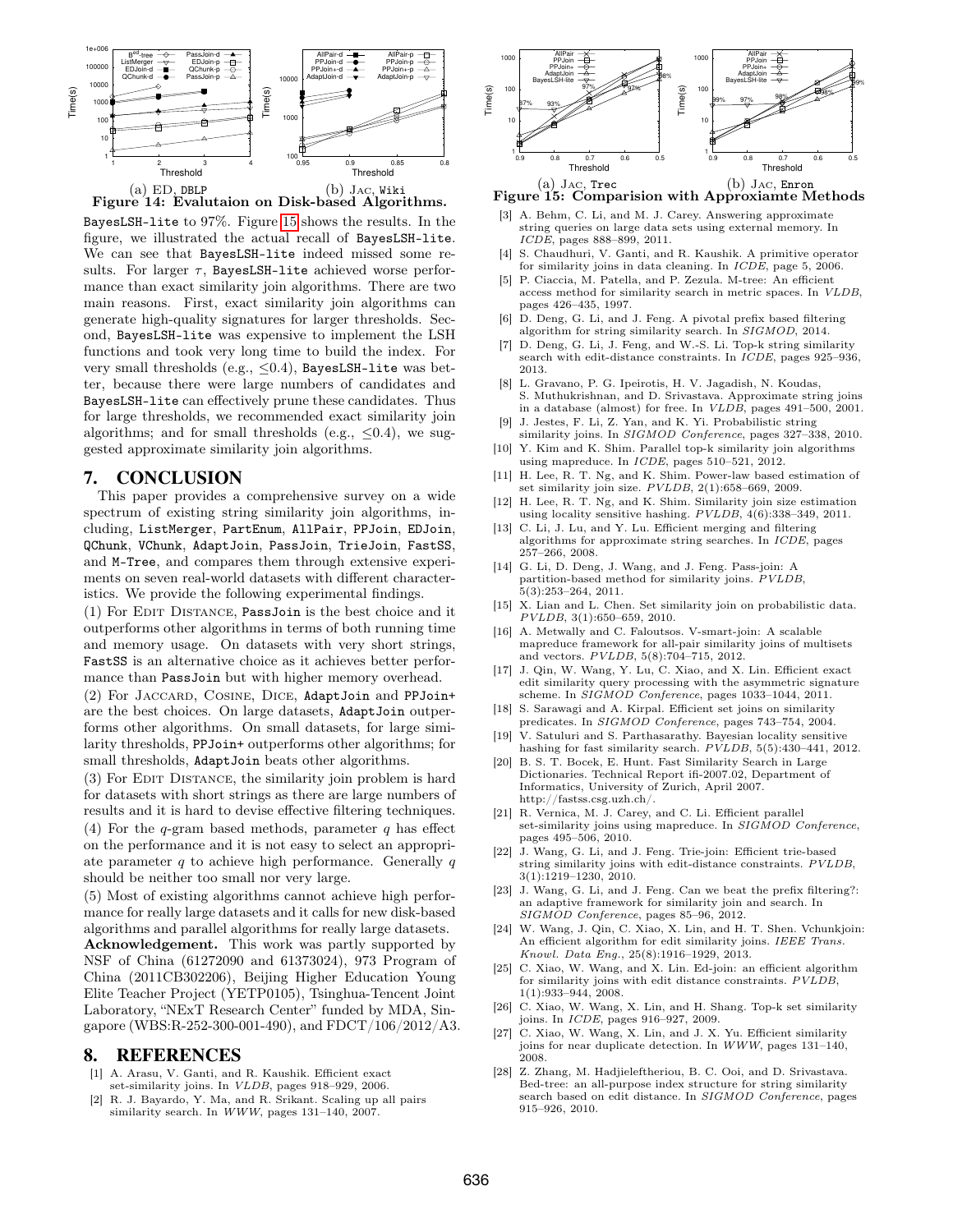Time(s)

1e+006

100000

10000

1000

100

10

1

1 2 3 4

Threshold

$B^{ed}$-tree
ListMerger
EDJoin-d
QChunk-d
PassJoin-d
EDJoin-p
QChunk-p
PassJoin-p

(a) ED, DBLP

Time(s)

10000

1000

100

0.95 0.9 0.85 0.8

Threshold

AllPair-d
PPJoin-d
PPJoin+-d
AdaptJoin-d
AllPair-p
PPJoin-p
PPJoin+-p
AdaptJoin-p

(b) Jac, Wiki

**Figure 14: Evalutaion on Disk-based Algorithms.**

Time(s)

1000

100

10

1

0.9 0.8 0.7 0.6 0.5

Threshold

AllPair
PPJoin
PPJoin+
AdaptJoin
BayesLSH-lite

97% 93% 97% 97% 98%

(a) Jac, Trec

Time(s)

1000

100

10

1

0.9 0.8 0.7 0.6 0.5

Threshold

AllPair
PPJoin
PPJoin+
AdaptJoin
BayesLSH-lite

99% 97% 98% 98% 99%

(b) Jac, Enron

**Figure 15: Comparision with Approxiamte Methods**

BayesLSH-lite to 97%. Figure 15 shows the results. In the figure, we illustrated the actual recall of BayesLSH-lite. We can see that BayesLSH-lite indeed missed some results. For larger $\tau$, BayesLSH-lite achieved worse performance than exact similarity join algorithms. There are two main reasons. First, exact similarity join algorithms can generate high-quality signatures for larger thresholds. Second, BayesLSH-lite was expensive to implement the LSH functions and took very long time to build the index. For very small thresholds (e.g., $\leq 0.4$), BayesLSH-lite was better, because there were large numbers of candidates and BayesLSH-lite can effectively prune these candidates. Thus for large thresholds, we recommended exact similarity join algorithms; and for small thresholds (e.g., $\leq 0.4$), we suggested approximate similarity join algorithms.

## 7. CONCLUSION

This paper provides a comprehensive survey on a wide spectrum of existing string similarity join algorithms, including, ListMerger, PartEnum, AllPair, PPJoin, EDJoin, QChunk, VChunk, AdaptJoin, PassJoin, TrieJoin, FastSS, and M-Tree, and compares them through extensive experiments on seven real-world datasets with different characteristics. We provide the following experimental findings.

(1) For Edit Distance, PassJoin is the best choice and it outperforms other algorithms in terms of both running time and memory usage. On datasets with very short strings, FastSS is an alternative choice as it achieves better performance than PassJoin but with higher memory overhead.

(2) For Jaccard, Cosine, Dice, AdaptJoin and PPJoin+ are the best choices. On large datasets, AdaptJoin outperforms other algorithms. On small datasets, for large similarity thresholds, PPJoin+ outperforms other algorithms; for small thresholds, AdaptJoin beats other algorithms.

(3) For Edit Distance, the similarity join problem is hard for datasets with short strings as there are large numbers of results and it is hard to devise effective filtering techniques.

(4) For the $q$-gram based methods, parameter $q$ has effect on the performance and it is not easy to select an appropriate parameter $q$ to achieve high performance. Generally $q$ should be neither too small nor very large.

(5) Most of existing algorithms cannot achieve high performance for really large datasets and it calls for new disk-based algorithms and parallel algorithms for really large datasets.

**Acknowledgement.** This work was partly supported by NSF of China (61272090 and 61373024), 973 Program of China (2011CB302206), Beijing Higher Education Young Elite Teacher Project (YETP0105), Tsinghua-Tencent Joint Laboratory, "NExT Research Center" funded by MDA, Singapore (WBS:R-252-300-001-490), and FDCT/106/2012/A3.

## 8. REFERENCES

[1] A. Arasu, V. Ganti, and R. Kaushik. Efficient exact set-similarity joins. In *VLDB*, pages 918–929, 2006.

[2] R. J. Bayardo, Y. Ma, and R. Srikant. Scaling up all pairs similarity search. In *WWW*, pages 131–140, 2007.

[3] A. Behm, C. Li, and M. J. Carey. Answering approximate string queries on large data sets using external memory. In *ICDE*, pages 888–899, 2011.

[4] S. Chaudhuri, V. Ganti, and R. Kaushik. A primitive operator for similarity joins in data cleaning. In *ICDE*, page 5, 2006.

[5] P. Ciaccia, M. Patella, and P. Zezula. M-tree: An efficient access method for similarity search in metric spaces. In *VLDB*, pages 426–435, 1997.

[6] D. Deng, G. Li, and J. Feng. A pivotal prefix based filtering algorithm for string similarity search. In *SIGMOD*, 2014.

[7] D. Deng, G. Li, J. Feng, and W.-S. Li. Top-k string similarity search with edit-distance constraints. In *ICDE*, pages 925–936, 2013.

[8] L. Gravano, P. G. Ipeirotis, H. V. Jagadish, N. Koudas, S. Muthukrishnan, and D. Srivastava. Approximate string joins in a database (almost) for free. In *VLDB*, pages 491–500, 2001.

[9] J. Jestes, F. Li, Z. Yan, and K. Yi. Probabilistic string similarity joins. In *SIGMOD Conference*, pages 327–338, 2010.

[10] Y. Kim and K. Shim. Parallel top-k similarity join algorithms using mapreduce. In *ICDE*, pages 510–521, 2012.

[11] H. Lee, R. T. Ng, and K. Shim. Power-law based estimation of set similarity join size. *PVLDB*, 2(1):658–669, 2009.

[12] H. Lee, R. T. Ng, and K. Shim. Similarity join size estimation using locality sensitive hashing. *PVLDB*, 4(6):338–349, 2011.

[13] C. Li, J. Lu, and Y. Lu. Efficient merging and filtering algorithms for approximate string searches. In *ICDE*, pages 257–266, 2008.

[14] G. Li, D. Deng, J. Wang, and J. Feng. Pass-join: A partition-based method for similarity joins. *PVLDB*, 5(3):253–264, 2011.

[15] X. Lian and L. Chen. Set similarity join on probabilistic data. *PVLDB*, 3(1):650–659, 2010.

[16] A. Metwally and C. Faloutsos. V-smart-join: A scalable mapreduce framework for all-pair similarity joins of multisets and vectors. *PVLDB*, 5(8):704–715, 2012.

[17] J. Qin, W. Wang, Y. Lu, C. Xiao, and X. Lin. Efficient exact edit similarity query processing with the asymmetric signature scheme. In *SIGMOD Conference*, pages 1033–1044, 2011.

[18] S. Sarawagi and A. Kirpal. Efficient set joins on similarity predicates. In *SIGMOD Conference*, pages 743–754, 2004.

[19] V. Satuluri and S. Parthasarathy. Bayesian locality sensitive hashing for fast similarity search. *PVLDB*, 5(5):430–441, 2012.

[20] B. S. T. Bocek, E. Hunt. Fast Similarity Search in Large Dictionaries. Technical Report ifi-2007.02, Department of Informatics, University of Zurich, April 2007. http://fastss.csg.uzh.ch/.

[21] R. Vernica, M. J. Carey, and C. Li. Efficient parallel set-similarity joins using mapreduce. In *SIGMOD Conference*, pages 495–506, 2010.

[22] J. Wang, G. Li, and J. Feng. Trie-join: Efficient trie-based string similarity joins with edit-distance constraints. *PVLDB*, 3(1):1219–1230, 2010.

[23] J. Wang, G. Li, and J. Feng. Can we beat the prefix filtering?: an adaptive framework for similarity join and search. In *SIGMOD Conference*, pages 85–96, 2012.

[24] W. Wang, J. Qin, C. Xiao, X. Lin, and H. T. Shen. Vchunkjoin: An efficient algorithm for edit similarity joins. *IEEE Trans. Knowl. Data Eng.*, 25(8):1916–1929, 2013.

[25] C. Xiao, W. Wang, and X. Lin. Ed-join: an efficient algorithm for similarity joins with edit distance constraints. *PVLDB*, 1(1):933–944, 2008.

[26] C. Xiao, W. Wang, X. Lin, and H. Shang. Top-k set similarity joins. In *ICDE*, pages 916–927, 2009.

[27] C. Xiao, W. Wang, X. Lin, and J. X. Yu. Efficient similarity joins for near duplicate detection. In *WWW*, pages 131–140, 2008.

[28] Z. Zhang, M. Hadjieleftheriou, B. C. Ooi, and D. Srivastava. Bed-tree: an all-purpose index structure for string similarity search based on edit distance. In *SIGMOD Conference*, pages 915–926, 2010.